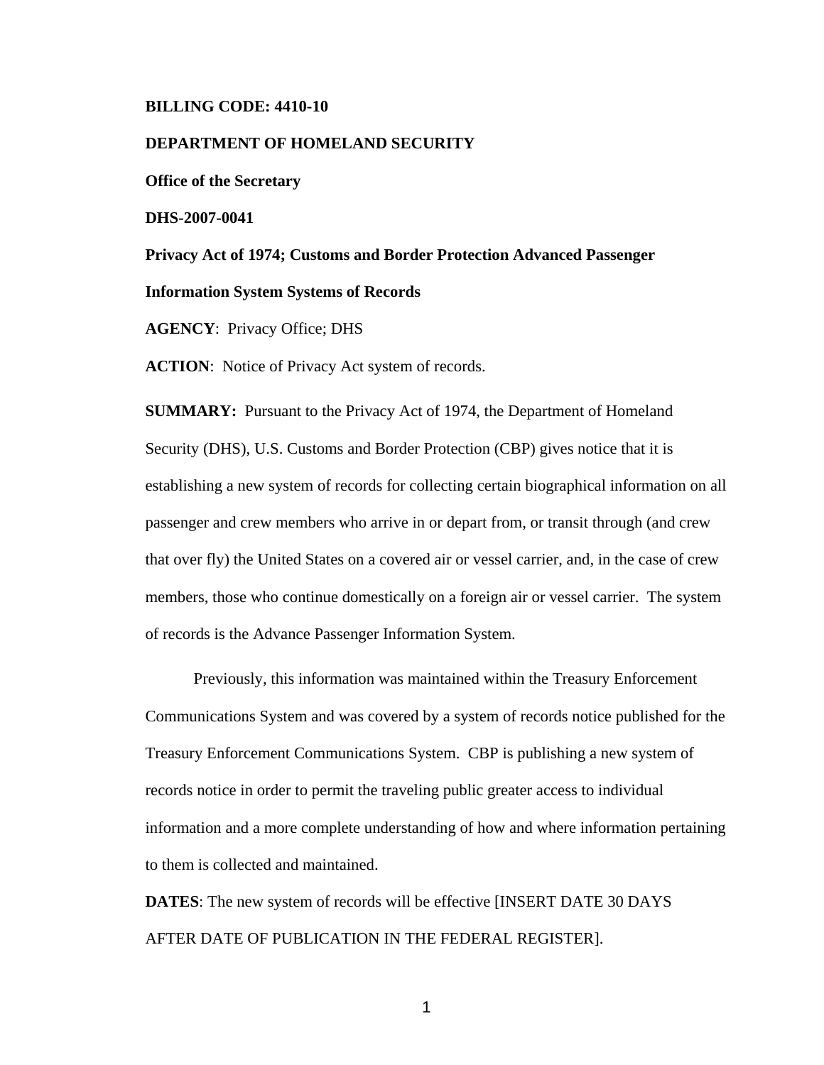**BILLING CODE: 4410-10**

**DEPARTMENT OF HOMELAND SECURITY**

**Office of the Secretary**

**DHS-2007-0041**

**Privacy Act of 1974; Customs and Border Protection Advanced Passenger Information System Systems of Records**

**AGENCY**: Privacy Office; DHS

**ACTION**: Notice of Privacy Act system of records.

**SUMMARY:** Pursuant to the Privacy Act of 1974, the Department of Homeland Security (DHS), U.S. Customs and Border Protection (CBP) gives notice that it is establishing a new system of records for collecting certain biographical information on all passenger and crew members who arrive in or depart from, or transit through (and crew that over fly) the United States on a covered air or vessel carrier, and, in the case of crew members, those who continue domestically on a foreign air or vessel carrier. The system of records is the Advance Passenger Information System.

Previously, this information was maintained within the Treasury Enforcement Communications System and was covered by a system of records notice published for the Treasury Enforcement Communications System. CBP is publishing a new system of records notice in order to permit the traveling public greater access to individual information and a more complete understanding of how and where information pertaining to them is collected and maintained.

**DATES**: The new system of records will be effective [INSERT DATE 30 DAYS AFTER DATE OF PUBLICATION IN THE FEDERAL REGISTER].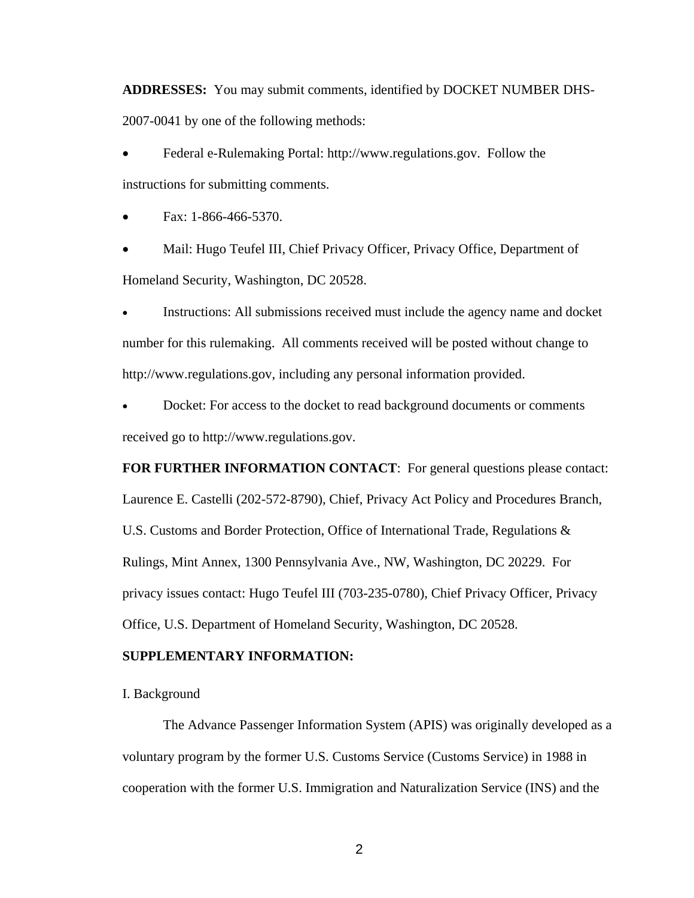**ADDRESSES:** You may submit comments, identified by DOCKET NUMBER DHS-2007-0041 by one of the following methods:

- Federal e-Rulemaking Portal: http://www.regulations.gov. Follow the instructions for submitting comments.
- Fax: 1-866-466-5370.
- Mail: Hugo Teufel III, Chief Privacy Officer, Privacy Office, Department of Homeland Security, Washington, DC 20528.
- Instructions: All submissions received must include the agency name and docket number for this rulemaking. All comments received will be posted without change to http://www.regulations.gov, including any personal information provided.
- Docket: For access to the docket to read background documents or comments received go to http://www.regulations.gov.

**FOR FURTHER INFORMATION CONTACT**: For general questions please contact: Laurence E. Castelli (202-572-8790), Chief, Privacy Act Policy and Procedures Branch, U.S. Customs and Border Protection, Office of International Trade, Regulations & Rulings, Mint Annex, 1300 Pennsylvania Ave., NW, Washington, DC 20229. For privacy issues contact: Hugo Teufel III (703-235-0780), Chief Privacy Officer, Privacy Office, U.S. Department of Homeland Security, Washington, DC 20528.

**SUPPLEMENTARY INFORMATION:**

I. Background

The Advance Passenger Information System (APIS) was originally developed as a voluntary program by the former U.S. Customs Service (Customs Service) in 1988 in cooperation with the former U.S. Immigration and Naturalization Service (INS) and the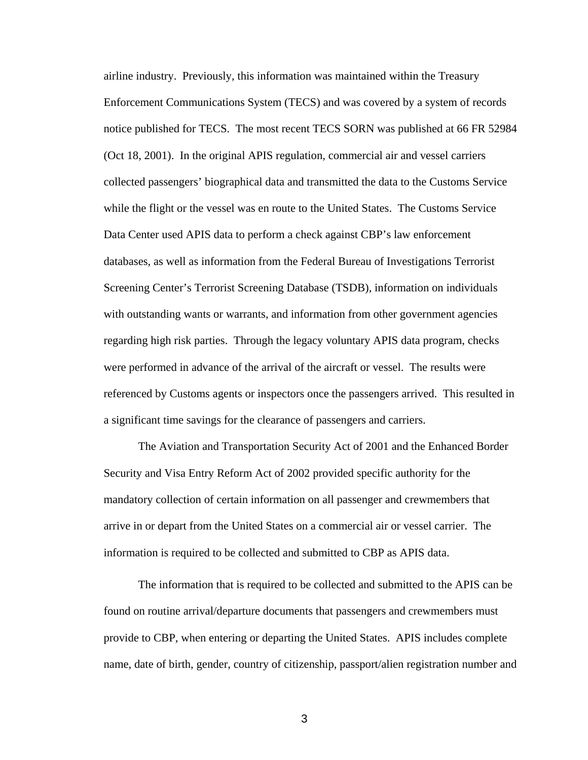airline industry. Previously, this information was maintained within the Treasury Enforcement Communications System (TECS) and was covered by a system of records notice published for TECS. The most recent TECS SORN was published at 66 FR 52984 (Oct 18, 2001). In the original APIS regulation, commercial air and vessel carriers collected passengers' biographical data and transmitted the data to the Customs Service while the flight or the vessel was en route to the United States. The Customs Service Data Center used APIS data to perform a check against CBP's law enforcement databases, as well as information from the Federal Bureau of Investigations Terrorist Screening Center's Terrorist Screening Database (TSDB), information on individuals with outstanding wants or warrants, and information from other government agencies regarding high risk parties. Through the legacy voluntary APIS data program, checks were performed in advance of the arrival of the aircraft or vessel. The results were referenced by Customs agents or inspectors once the passengers arrived. This resulted in a significant time savings for the clearance of passengers and carriers.

The Aviation and Transportation Security Act of 2001 and the Enhanced Border Security and Visa Entry Reform Act of 2002 provided specific authority for the mandatory collection of certain information on all passenger and crewmembers that arrive in or depart from the United States on a commercial air or vessel carrier. The information is required to be collected and submitted to CBP as APIS data.

The information that is required to be collected and submitted to the APIS can be found on routine arrival/departure documents that passengers and crewmembers must provide to CBP, when entering or departing the United States. APIS includes complete name, date of birth, gender, country of citizenship, passport/alien registration number and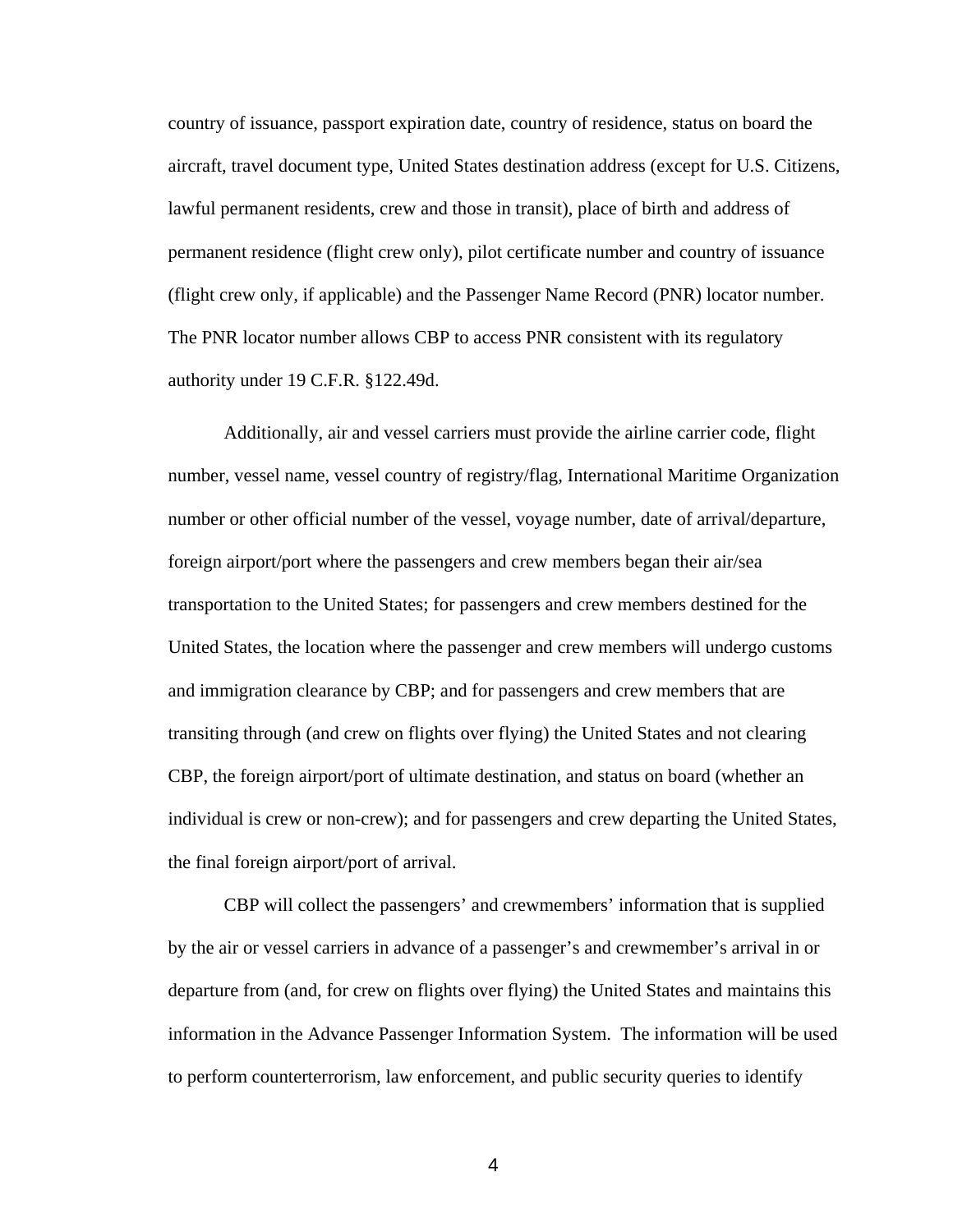country of issuance, passport expiration date, country of residence, status on board the aircraft, travel document type, United States destination address (except for U.S. Citizens, lawful permanent residents, crew and those in transit), place of birth and address of permanent residence (flight crew only), pilot certificate number and country of issuance (flight crew only, if applicable) and the Passenger Name Record (PNR) locator number. The PNR locator number allows CBP to access PNR consistent with its regulatory authority under 19 C.F.R. §122.49d.

Additionally, air and vessel carriers must provide the airline carrier code, flight number, vessel name, vessel country of registry/flag, International Maritime Organization number or other official number of the vessel, voyage number, date of arrival/departure, foreign airport/port where the passengers and crew members began their air/sea transportation to the United States; for passengers and crew members destined for the United States, the location where the passenger and crew members will undergo customs and immigration clearance by CBP; and for passengers and crew members that are transiting through (and crew on flights over flying) the United States and not clearing CBP, the foreign airport/port of ultimate destination, and status on board (whether an individual is crew or non-crew); and for passengers and crew departing the United States, the final foreign airport/port of arrival.

CBP will collect the passengers' and crewmembers' information that is supplied by the air or vessel carriers in advance of a passenger's and crewmember's arrival in or departure from (and, for crew on flights over flying) the United States and maintains this information in the Advance Passenger Information System. The information will be used to perform counterterrorism, law enforcement, and public security queries to identify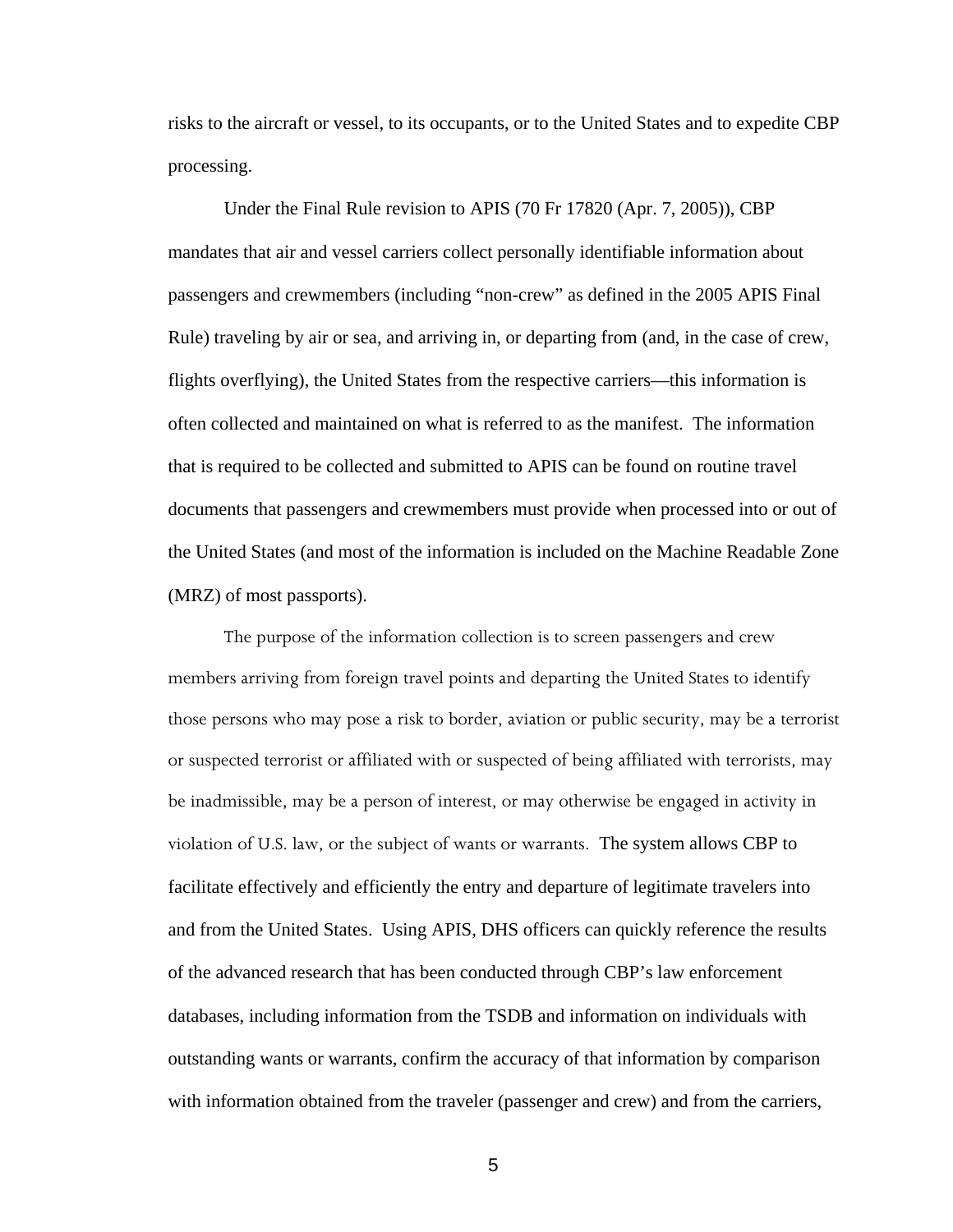risks to the aircraft or vessel, to its occupants, or to the United States and to expedite CBP processing.

Under the Final Rule revision to APIS (70 Fr 17820 (Apr. 7, 2005)), CBP mandates that air and vessel carriers collect personally identifiable information about passengers and crewmembers (including "non-crew" as defined in the 2005 APIS Final Rule) traveling by air or sea, and arriving in, or departing from (and, in the case of crew, flights overflying), the United States from the respective carriers—this information is often collected and maintained on what is referred to as the manifest. The information that is required to be collected and submitted to APIS can be found on routine travel documents that passengers and crewmembers must provide when processed into or out of the United States (and most of the information is included on the Machine Readable Zone (MRZ) of most passports).

The purpose of the information collection is to screen passengers and crew members arriving from foreign travel points and departing the United States to identify those persons who may pose a risk to border, aviation or public security, may be a terrorist or suspected terrorist or affiliated with or suspected of being affiliated with terrorists, may be inadmissible, may be a person of interest, or may otherwise be engaged in activity in violation of U.S. law, or the subject of wants or warrants. The system allows CBP to facilitate effectively and efficiently the entry and departure of legitimate travelers into and from the United States. Using APIS, DHS officers can quickly reference the results of the advanced research that has been conducted through CBP's law enforcement databases, including information from the TSDB and information on individuals with outstanding wants or warrants, confirm the accuracy of that information by comparison with information obtained from the traveler (passenger and crew) and from the carriers,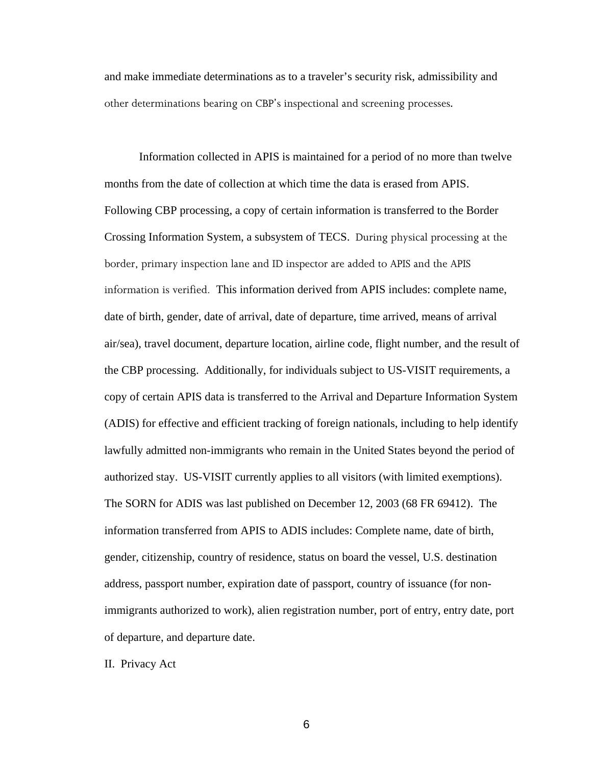and make immediate determinations as to a traveler's security risk, admissibility and other determinations bearing on CBP's inspectional and screening processes.

Information collected in APIS is maintained for a period of no more than twelve months from the date of collection at which time the data is erased from APIS. Following CBP processing, a copy of certain information is transferred to the Border Crossing Information System, a subsystem of TECS. During physical processing at the border, primary inspection lane and ID inspector are added to APIS and the APIS information is verified. This information derived from APIS includes: complete name, date of birth, gender, date of arrival, date of departure, time arrived, means of arrival air/sea), travel document, departure location, airline code, flight number, and the result of the CBP processing. Additionally, for individuals subject to US-VISIT requirements, a copy of certain APIS data is transferred to the Arrival and Departure Information System (ADIS) for effective and efficient tracking of foreign nationals, including to help identify lawfully admitted non-immigrants who remain in the United States beyond the period of authorized stay. US-VISIT currently applies to all visitors (with limited exemptions). The SORN for ADIS was last published on December 12, 2003 (68 FR 69412). The information transferred from APIS to ADIS includes: Complete name, date of birth, gender, citizenship, country of residence, status on board the vessel, U.S. destination address, passport number, expiration date of passport, country of issuance (for non-immigrants authorized to work), alien registration number, port of entry, entry date, port of departure, and departure date.

## II. Privacy Act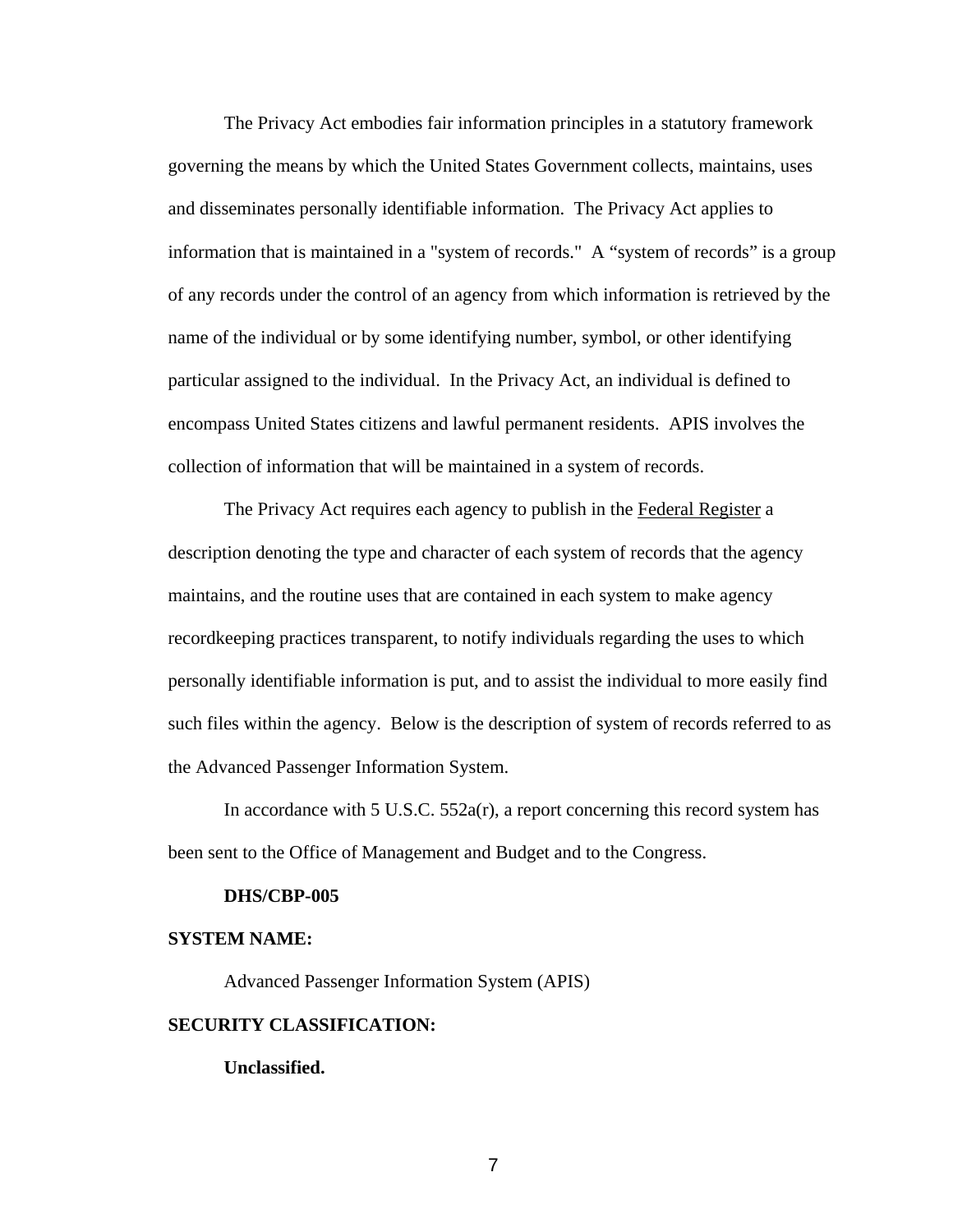The Privacy Act embodies fair information principles in a statutory framework governing the means by which the United States Government collects, maintains, uses and disseminates personally identifiable information. The Privacy Act applies to information that is maintained in a "system of records." A "system of records" is a group of any records under the control of an agency from which information is retrieved by the name of the individual or by some identifying number, symbol, or other identifying particular assigned to the individual. In the Privacy Act, an individual is defined to encompass United States citizens and lawful permanent residents. APIS involves the collection of information that will be maintained in a system of records.

The Privacy Act requires each agency to publish in the Federal Register a description denoting the type and character of each system of records that the agency maintains, and the routine uses that are contained in each system to make agency recordkeeping practices transparent, to notify individuals regarding the uses to which personally identifiable information is put, and to assist the individual to more easily find such files within the agency. Below is the description of system of records referred to as the Advanced Passenger Information System.

In accordance with 5 U.S.C. 552a(r), a report concerning this record system has been sent to the Office of Management and Budget and to the Congress.

**DHS/CBP-005**

**SYSTEM NAME:**

Advanced Passenger Information System (APIS)

**SECURITY CLASSIFICATION:**

**Unclassified.**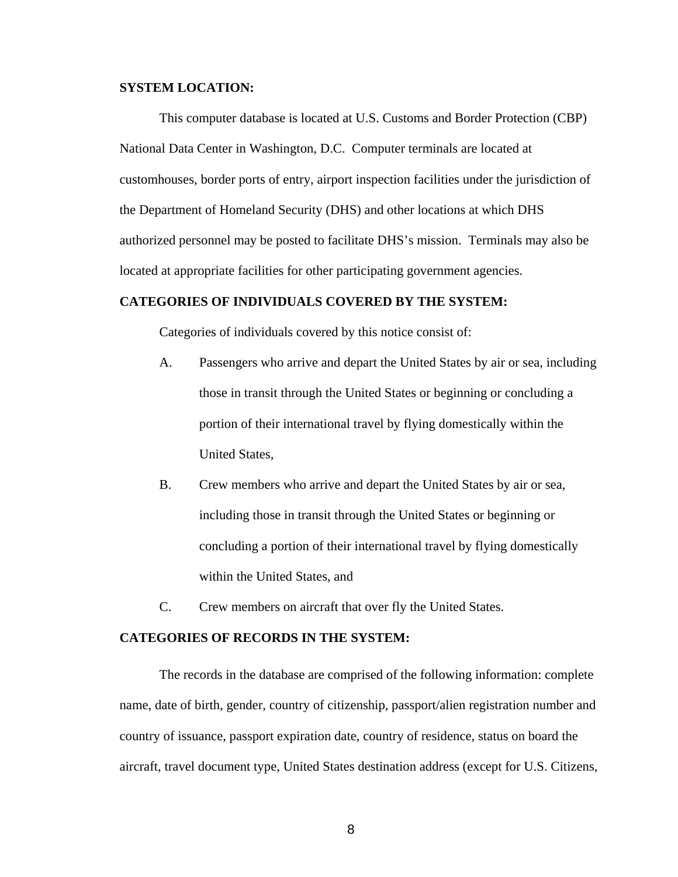**SYSTEM LOCATION:**

This computer database is located at U.S. Customs and Border Protection (CBP) National Data Center in Washington, D.C. Computer terminals are located at customhouses, border ports of entry, airport inspection facilities under the jurisdiction of the Department of Homeland Security (DHS) and other locations at which DHS authorized personnel may be posted to facilitate DHS's mission. Terminals may also be located at appropriate facilities for other participating government agencies.

**CATEGORIES OF INDIVIDUALS COVERED BY THE SYSTEM:**

Categories of individuals covered by this notice consist of:

A. Passengers who arrive and depart the United States by air or sea, including those in transit through the United States or beginning or concluding a portion of their international travel by flying domestically within the United States,

B. Crew members who arrive and depart the United States by air or sea, including those in transit through the United States or beginning or concluding a portion of their international travel by flying domestically within the United States, and

C. Crew members on aircraft that over fly the United States.

**CATEGORIES OF RECORDS IN THE SYSTEM:**

The records in the database are comprised of the following information: complete name, date of birth, gender, country of citizenship, passport/alien registration number and country of issuance, passport expiration date, country of residence, status on board the aircraft, travel document type, United States destination address (except for U.S. Citizens,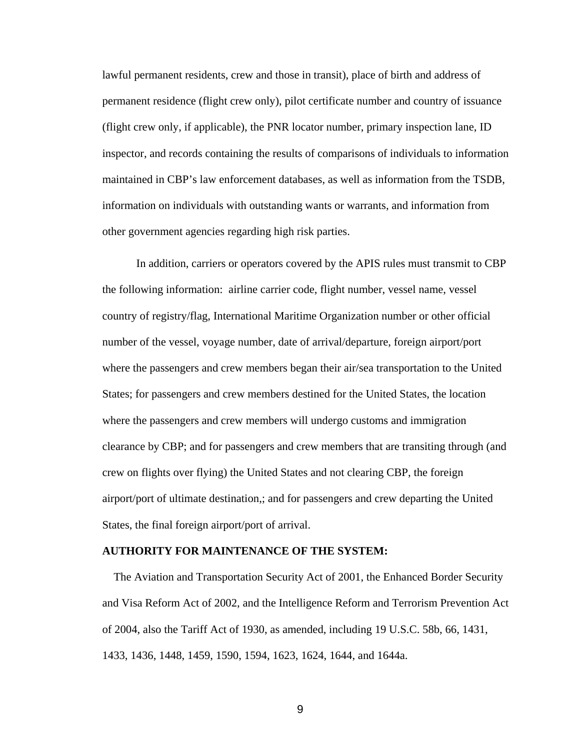lawful permanent residents, crew and those in transit), place of birth and address of permanent residence (flight crew only), pilot certificate number and country of issuance (flight crew only, if applicable), the PNR locator number, primary inspection lane, ID inspector, and records containing the results of comparisons of individuals to information maintained in CBP's law enforcement databases, as well as information from the TSDB, information on individuals with outstanding wants or warrants, and information from other government agencies regarding high risk parties.

In addition, carriers or operators covered by the APIS rules must transmit to CBP the following information:  airline carrier code, flight number, vessel name, vessel country of registry/flag, International Maritime Organization number or other official number of the vessel, voyage number, date of arrival/departure, foreign airport/port where the passengers and crew members began their air/sea transportation to the United States; for passengers and crew members destined for the United States, the location where the passengers and crew members will undergo customs and immigration clearance by CBP; and for passengers and crew members that are transiting through (and crew on flights over flying) the United States and not clearing CBP, the foreign airport/port of ultimate destination,; and for passengers and crew departing the United States, the final foreign airport/port of arrival.

**AUTHORITY FOR MAINTENANCE OF THE SYSTEM:**

The Aviation and Transportation Security Act of 2001, the Enhanced Border Security and Visa Reform Act of 2002, and the Intelligence Reform and Terrorism Prevention Act of 2004, also the Tariff Act of 1930, as amended, including 19 U.S.C. 58b, 66, 1431, 1433, 1436, 1448, 1459, 1590, 1594, 1623, 1624, 1644, and 1644a.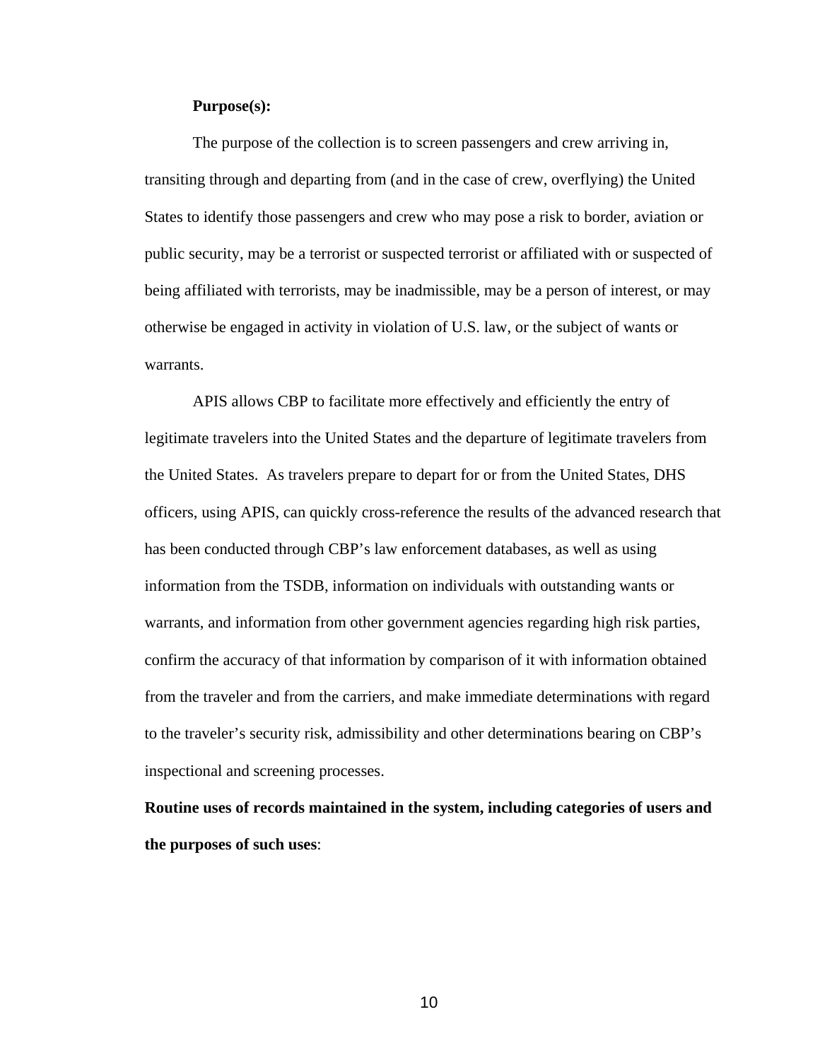**Purpose(s):**

The purpose of the collection is to screen passengers and crew arriving in, transiting through and departing from (and in the case of crew, overflying) the United States to identify those passengers and crew who may pose a risk to border, aviation or public security, may be a terrorist or suspected terrorist or affiliated with or suspected of being affiliated with terrorists, may be inadmissible, may be a person of interest, or may otherwise be engaged in activity in violation of U.S. law, or the subject of wants or warrants.

APIS allows CBP to facilitate more effectively and efficiently the entry of legitimate travelers into the United States and the departure of legitimate travelers from the United States. As travelers prepare to depart for or from the United States, DHS officers, using APIS, can quickly cross-reference the results of the advanced research that has been conducted through CBP's law enforcement databases, as well as using information from the TSDB, information on individuals with outstanding wants or warrants, and information from other government agencies regarding high risk parties, confirm the accuracy of that information by comparison of it with information obtained from the traveler and from the carriers, and make immediate determinations with regard to the traveler's security risk, admissibility and other determinations bearing on CBP's inspectional and screening processes.

**Routine uses of records maintained in the system, including categories of users and the purposes of such uses**: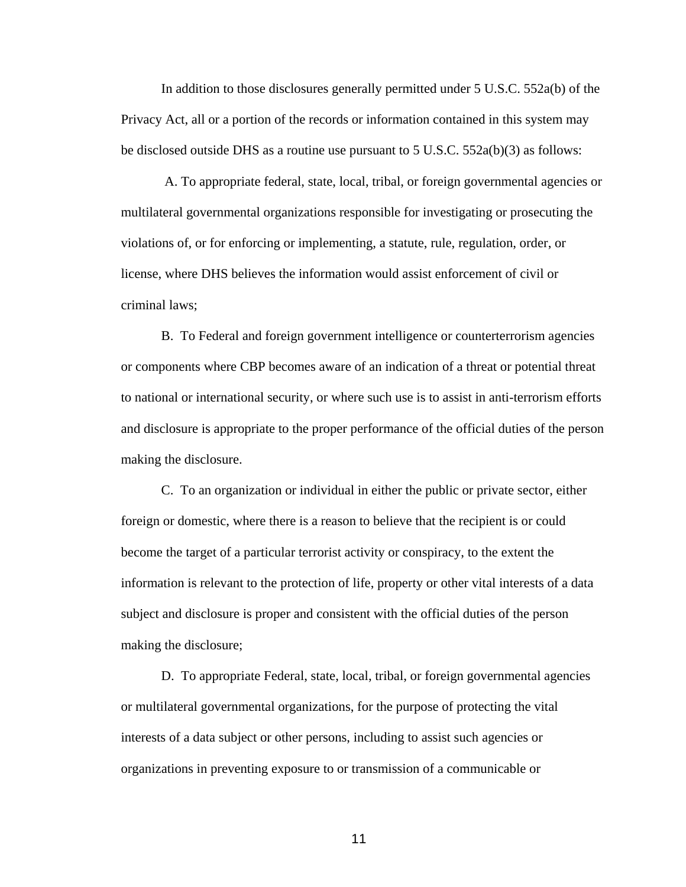In addition to those disclosures generally permitted under 5 U.S.C. 552a(b) of the Privacy Act, all or a portion of the records or information contained in this system may be disclosed outside DHS as a routine use pursuant to 5 U.S.C. 552a(b)(3) as follows:

A. To appropriate federal, state, local, tribal, or foreign governmental agencies or multilateral governmental organizations responsible for investigating or prosecuting the violations of, or for enforcing or implementing, a statute, rule, regulation, order, or license, where DHS believes the information would assist enforcement of civil or criminal laws;

B. To Federal and foreign government intelligence or counterterrorism agencies or components where CBP becomes aware of an indication of a threat or potential threat to national or international security, or where such use is to assist in anti-terrorism efforts and disclosure is appropriate to the proper performance of the official duties of the person making the disclosure.

C. To an organization or individual in either the public or private sector, either foreign or domestic, where there is a reason to believe that the recipient is or could become the target of a particular terrorist activity or conspiracy, to the extent the information is relevant to the protection of life, property or other vital interests of a data subject and disclosure is proper and consistent with the official duties of the person making the disclosure;

D. To appropriate Federal, state, local, tribal, or foreign governmental agencies or multilateral governmental organizations, for the purpose of protecting the vital interests of a data subject or other persons, including to assist such agencies or organizations in preventing exposure to or transmission of a communicable or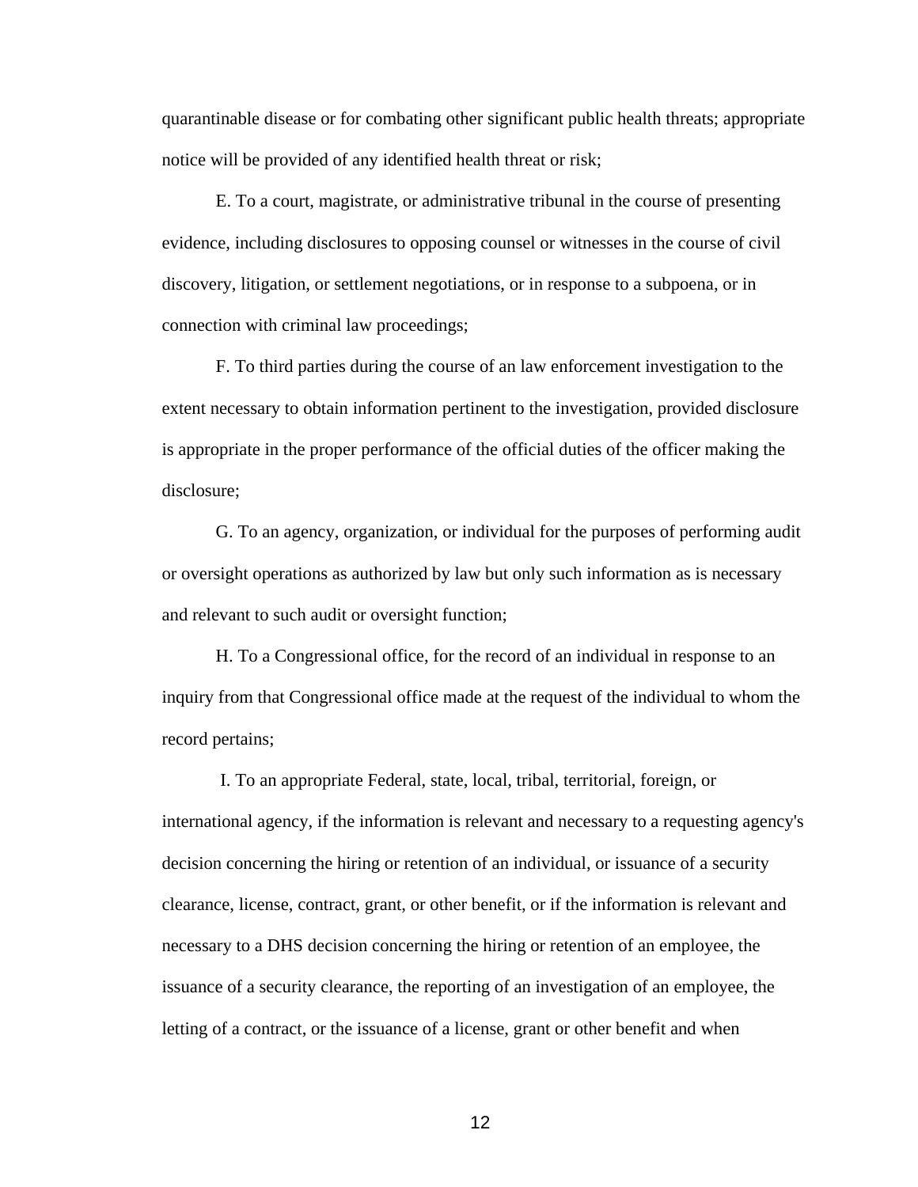quarantinable disease or for combating other significant public health threats; appropriate notice will be provided of any identified health threat or risk;

E. To a court, magistrate, or administrative tribunal in the course of presenting evidence, including disclosures to opposing counsel or witnesses in the course of civil discovery, litigation, or settlement negotiations, or in response to a subpoena, or in connection with criminal law proceedings;

F. To third parties during the course of an law enforcement investigation to the extent necessary to obtain information pertinent to the investigation, provided disclosure is appropriate in the proper performance of the official duties of the officer making the disclosure;

G. To an agency, organization, or individual for the purposes of performing audit or oversight operations as authorized by law but only such information as is necessary and relevant to such audit or oversight function;

H. To a Congressional office, for the record of an individual in response to an inquiry from that Congressional office made at the request of the individual to whom the record pertains;

I. To an appropriate Federal, state, local, tribal, territorial, foreign, or international agency, if the information is relevant and necessary to a requesting agency's decision concerning the hiring or retention of an individual, or issuance of a security clearance, license, contract, grant, or other benefit, or if the information is relevant and necessary to a DHS decision concerning the hiring or retention of an employee, the issuance of a security clearance, the reporting of an investigation of an employee, the letting of a contract, or the issuance of a license, grant or other benefit and when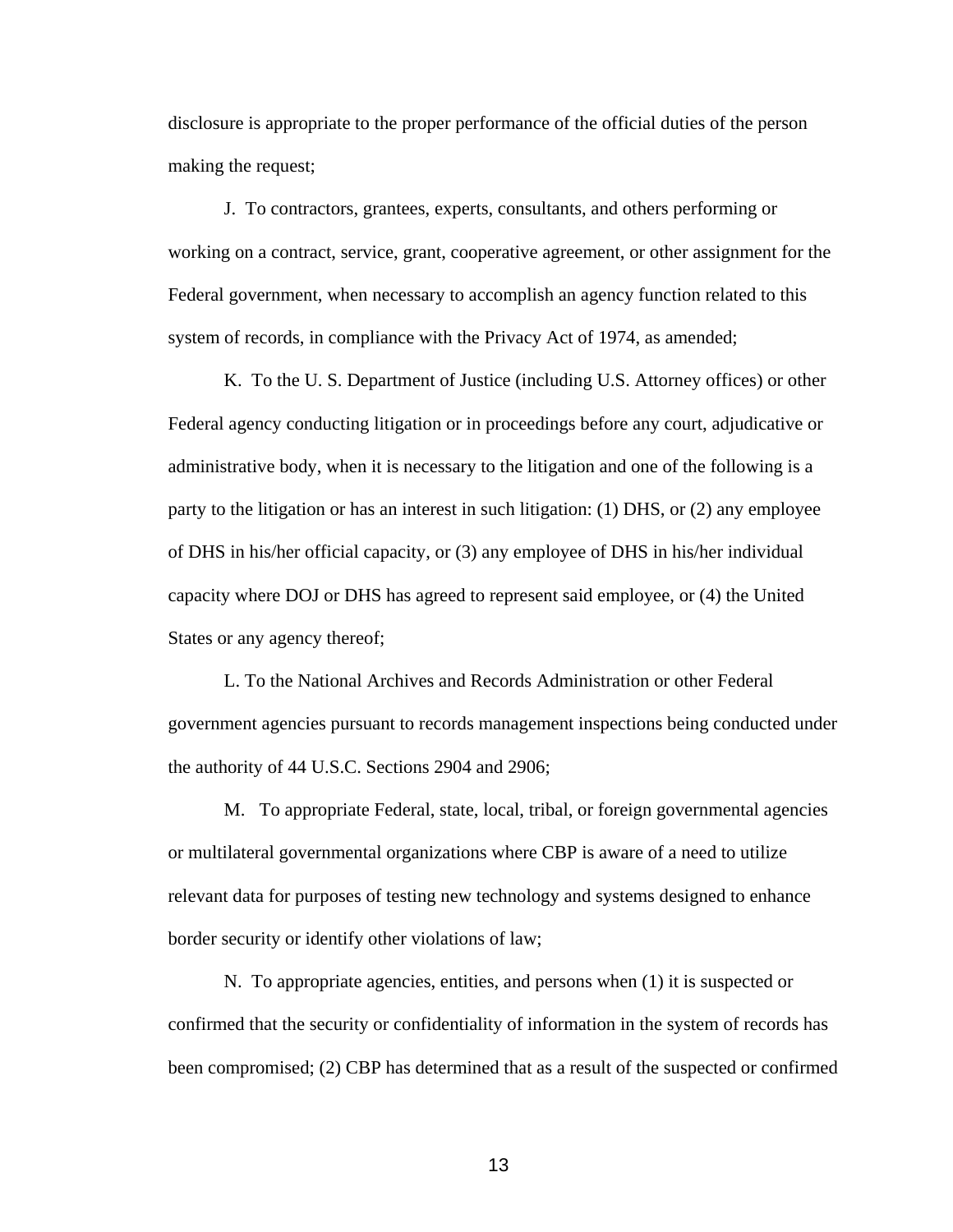disclosure is appropriate to the proper performance of the official duties of the person making the request;

J. To contractors, grantees, experts, consultants, and others performing or working on a contract, service, grant, cooperative agreement, or other assignment for the Federal government, when necessary to accomplish an agency function related to this system of records, in compliance with the Privacy Act of 1974, as amended;

K. To the U. S. Department of Justice (including U.S. Attorney offices) or other Federal agency conducting litigation or in proceedings before any court, adjudicative or administrative body, when it is necessary to the litigation and one of the following is a party to the litigation or has an interest in such litigation: (1) DHS, or (2) any employee of DHS in his/her official capacity, or (3) any employee of DHS in his/her individual capacity where DOJ or DHS has agreed to represent said employee, or (4) the United States or any agency thereof;

L. To the National Archives and Records Administration or other Federal government agencies pursuant to records management inspections being conducted under the authority of 44 U.S.C. Sections 2904 and 2906;

M. To appropriate Federal, state, local, tribal, or foreign governmental agencies or multilateral governmental organizations where CBP is aware of a need to utilize relevant data for purposes of testing new technology and systems designed to enhance border security or identify other violations of law;

N. To appropriate agencies, entities, and persons when (1) it is suspected or confirmed that the security or confidentiality of information in the system of records has been compromised; (2) CBP has determined that as a result of the suspected or confirmed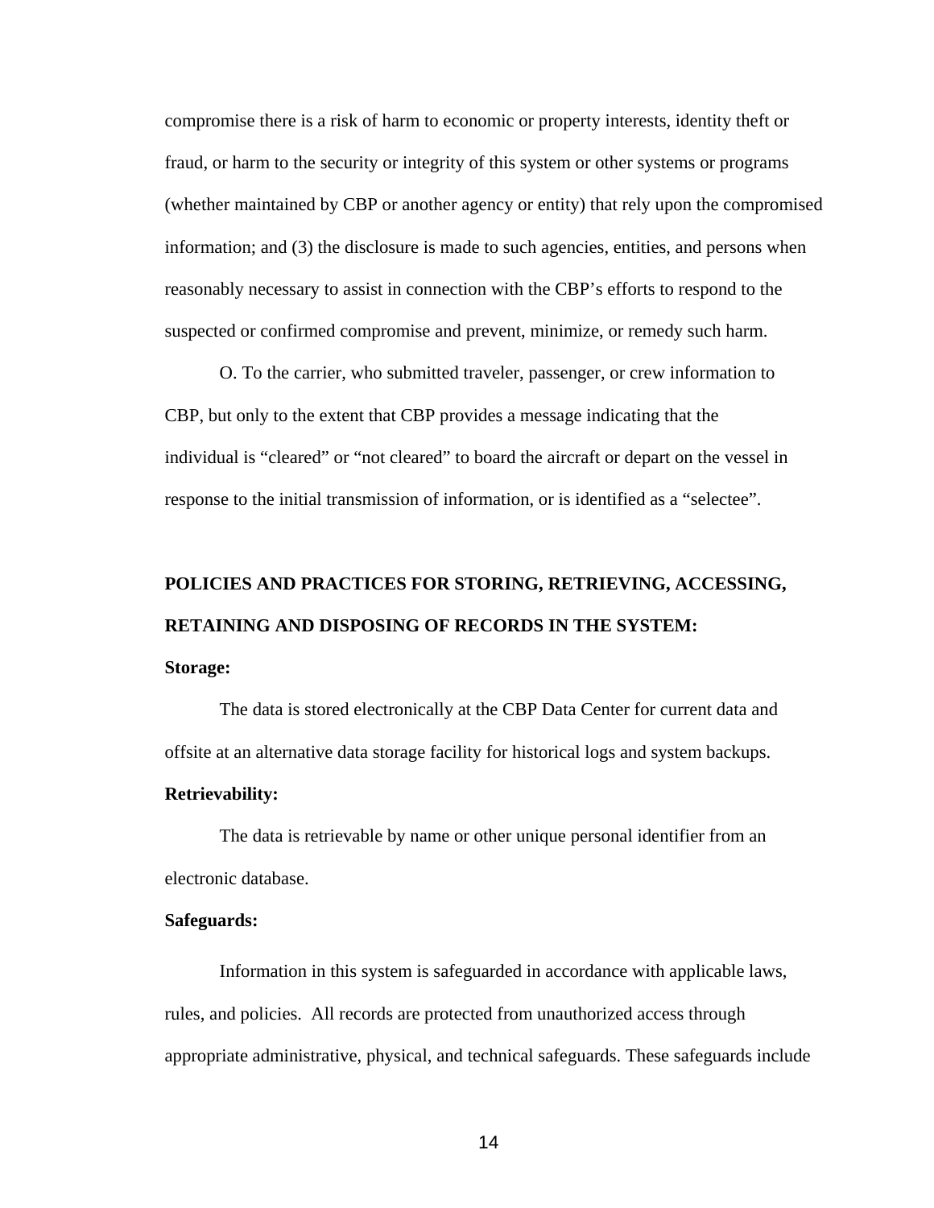compromise there is a risk of harm to economic or property interests, identity theft or fraud, or harm to the security or integrity of this system or other systems or programs (whether maintained by CBP or another agency or entity) that rely upon the compromised information; and (3) the disclosure is made to such agencies, entities, and persons when reasonably necessary to assist in connection with the CBP's efforts to respond to the suspected or confirmed compromise and prevent, minimize, or remedy such harm.

O. To the carrier, who submitted traveler, passenger, or crew information to CBP, but only to the extent that CBP provides a message indicating that the individual is "cleared" or "not cleared" to board the aircraft or depart on the vessel in response to the initial transmission of information, or is identified as a "selectee".

**POLICIES AND PRACTICES FOR STORING, RETRIEVING, ACCESSING, RETAINING AND DISPOSING OF RECORDS IN THE SYSTEM:**

**Storage:**

The data is stored electronically at the CBP Data Center for current data and offsite at an alternative data storage facility for historical logs and system backups.

**Retrievability:**

The data is retrievable by name or other unique personal identifier from an electronic database.

**Safeguards:**

Information in this system is safeguarded in accordance with applicable laws, rules, and policies. All records are protected from unauthorized access through appropriate administrative, physical, and technical safeguards. These safeguards include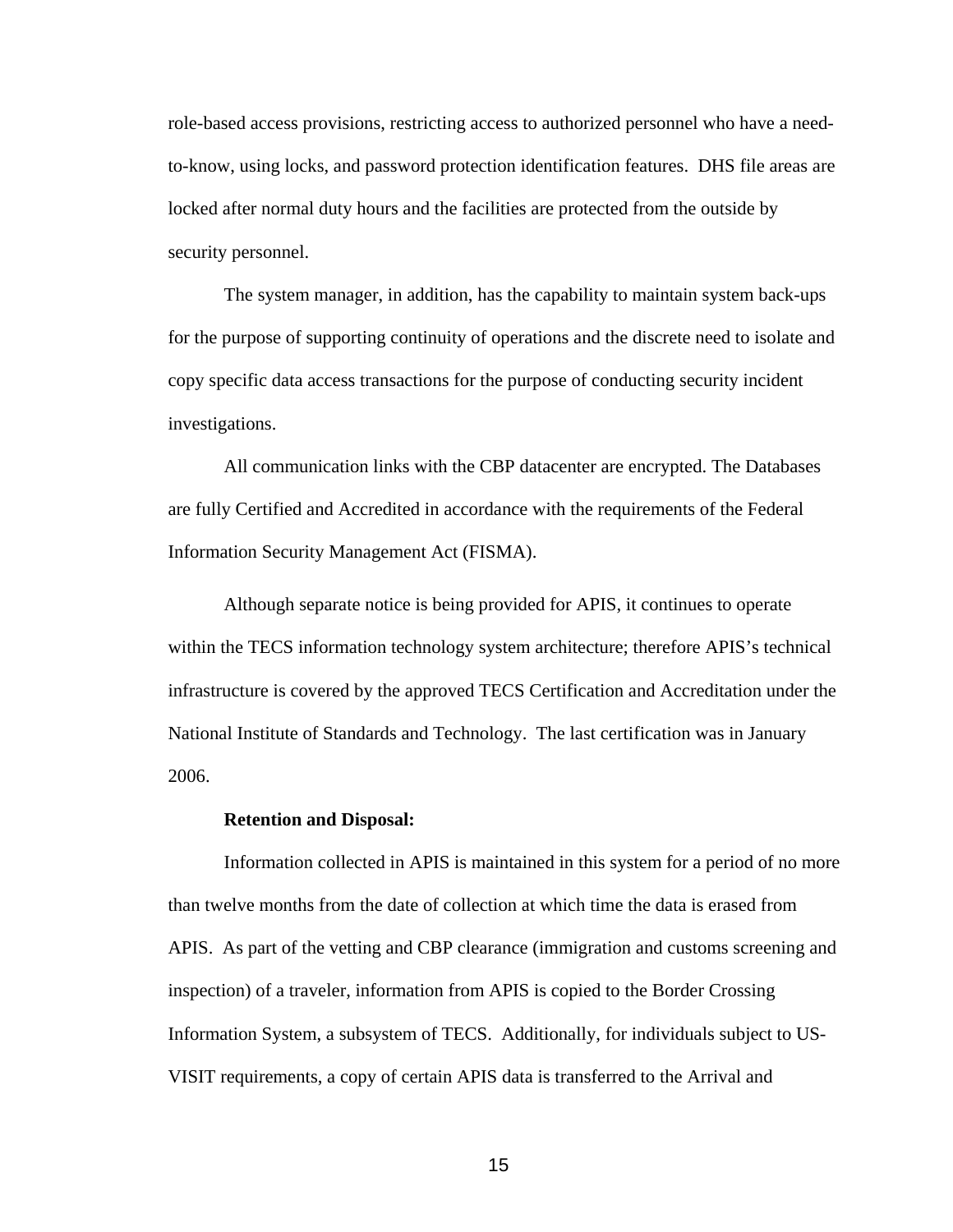role-based access provisions, restricting access to authorized personnel who have a need-to-know, using locks, and password protection identification features. DHS file areas are locked after normal duty hours and the facilities are protected from the outside by security personnel.

The system manager, in addition, has the capability to maintain system back-ups for the purpose of supporting continuity of operations and the discrete need to isolate and copy specific data access transactions for the purpose of conducting security incident investigations.

All communication links with the CBP datacenter are encrypted. The Databases are fully Certified and Accredited in accordance with the requirements of the Federal Information Security Management Act (FISMA).

Although separate notice is being provided for APIS, it continues to operate within the TECS information technology system architecture; therefore APIS's technical infrastructure is covered by the approved TECS Certification and Accreditation under the National Institute of Standards and Technology. The last certification was in January 2006.

**Retention and Disposal:**

Information collected in APIS is maintained in this system for a period of no more than twelve months from the date of collection at which time the data is erased from APIS. As part of the vetting and CBP clearance (immigration and customs screening and inspection) of a traveler, information from APIS is copied to the Border Crossing Information System, a subsystem of TECS. Additionally, for individuals subject to US-VISIT requirements, a copy of certain APIS data is transferred to the Arrival and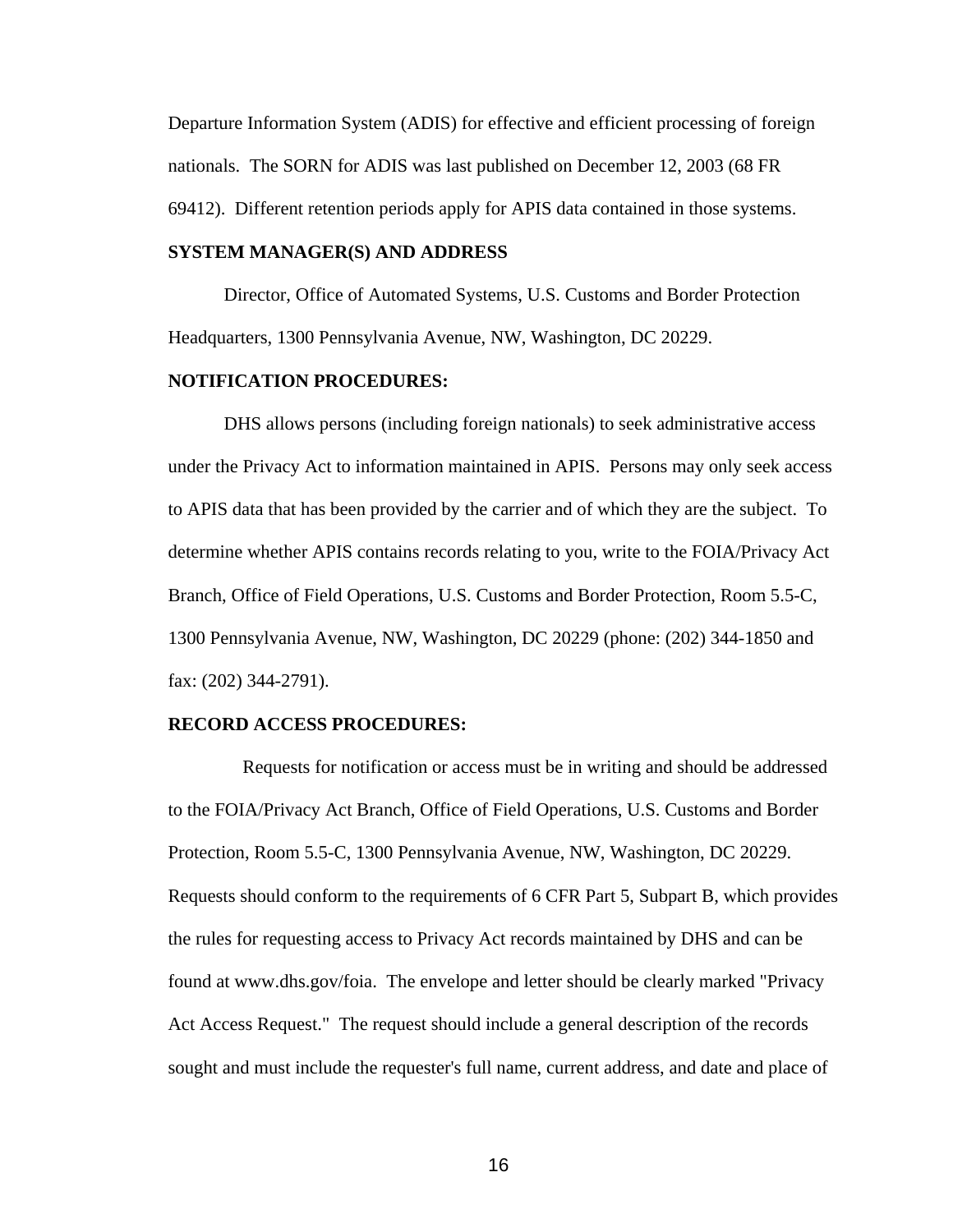Departure Information System (ADIS) for effective and efficient processing of foreign nationals. The SORN for ADIS was last published on December 12, 2003 (68 FR 69412). Different retention periods apply for APIS data contained in those systems.

**SYSTEM MANAGER(S) AND ADDRESS**

Director, Office of Automated Systems, U.S. Customs and Border Protection Headquarters, 1300 Pennsylvania Avenue, NW, Washington, DC 20229.

**NOTIFICATION PROCEDURES:**

DHS allows persons (including foreign nationals) to seek administrative access under the Privacy Act to information maintained in APIS. Persons may only seek access to APIS data that has been provided by the carrier and of which they are the subject. To determine whether APIS contains records relating to you, write to the FOIA/Privacy Act Branch, Office of Field Operations, U.S. Customs and Border Protection, Room 5.5-C, 1300 Pennsylvania Avenue, NW, Washington, DC 20229 (phone: (202) 344-1850 and fax: (202) 344-2791).

**RECORD ACCESS PROCEDURES:**

Requests for notification or access must be in writing and should be addressed to the FOIA/Privacy Act Branch, Office of Field Operations, U.S. Customs and Border Protection, Room 5.5-C, 1300 Pennsylvania Avenue, NW, Washington, DC 20229. Requests should conform to the requirements of 6 CFR Part 5, Subpart B, which provides the rules for requesting access to Privacy Act records maintained by DHS and can be found at www.dhs.gov/foia. The envelope and letter should be clearly marked "Privacy Act Access Request." The request should include a general description of the records sought and must include the requester's full name, current address, and date and place of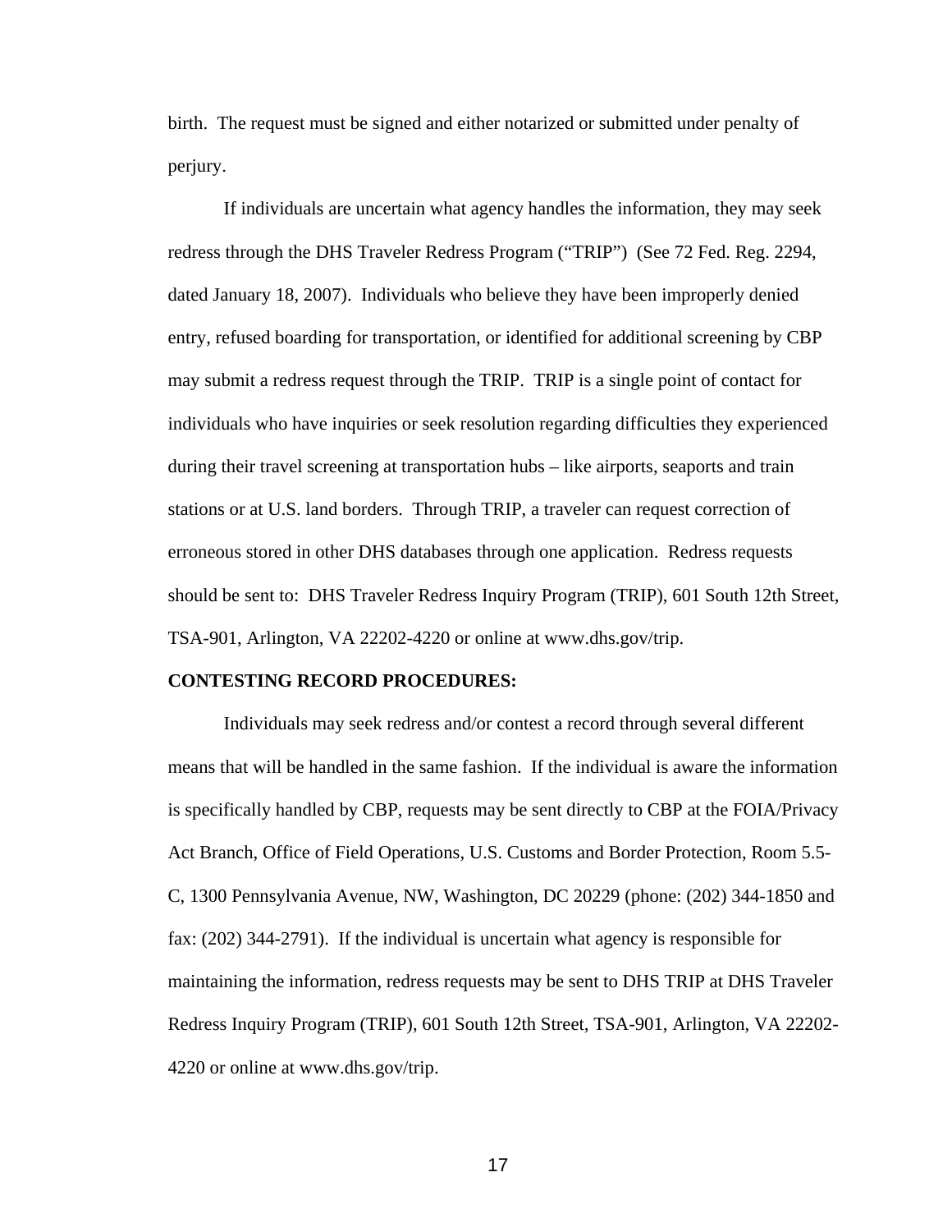birth. The request must be signed and either notarized or submitted under penalty of perjury.

If individuals are uncertain what agency handles the information, they may seek redress through the DHS Traveler Redress Program ("TRIP") (See 72 Fed. Reg. 2294, dated January 18, 2007). Individuals who believe they have been improperly denied entry, refused boarding for transportation, or identified for additional screening by CBP may submit a redress request through the TRIP. TRIP is a single point of contact for individuals who have inquiries or seek resolution regarding difficulties they experienced during their travel screening at transportation hubs – like airports, seaports and train stations or at U.S. land borders. Through TRIP, a traveler can request correction of erroneous stored in other DHS databases through one application. Redress requests should be sent to: DHS Traveler Redress Inquiry Program (TRIP), 601 South 12th Street, TSA-901, Arlington, VA 22202-4220 or online at www.dhs.gov/trip.

**CONTESTING RECORD PROCEDURES:**

Individuals may seek redress and/or contest a record through several different means that will be handled in the same fashion. If the individual is aware the information is specifically handled by CBP, requests may be sent directly to CBP at the FOIA/Privacy Act Branch, Office of Field Operations, U.S. Customs and Border Protection, Room 5.5-C, 1300 Pennsylvania Avenue, NW, Washington, DC 20229 (phone: (202) 344-1850 and fax: (202) 344-2791). If the individual is uncertain what agency is responsible for maintaining the information, redress requests may be sent to DHS TRIP at DHS Traveler Redress Inquiry Program (TRIP), 601 South 12th Street, TSA-901, Arlington, VA 22202-4220 or online at www.dhs.gov/trip.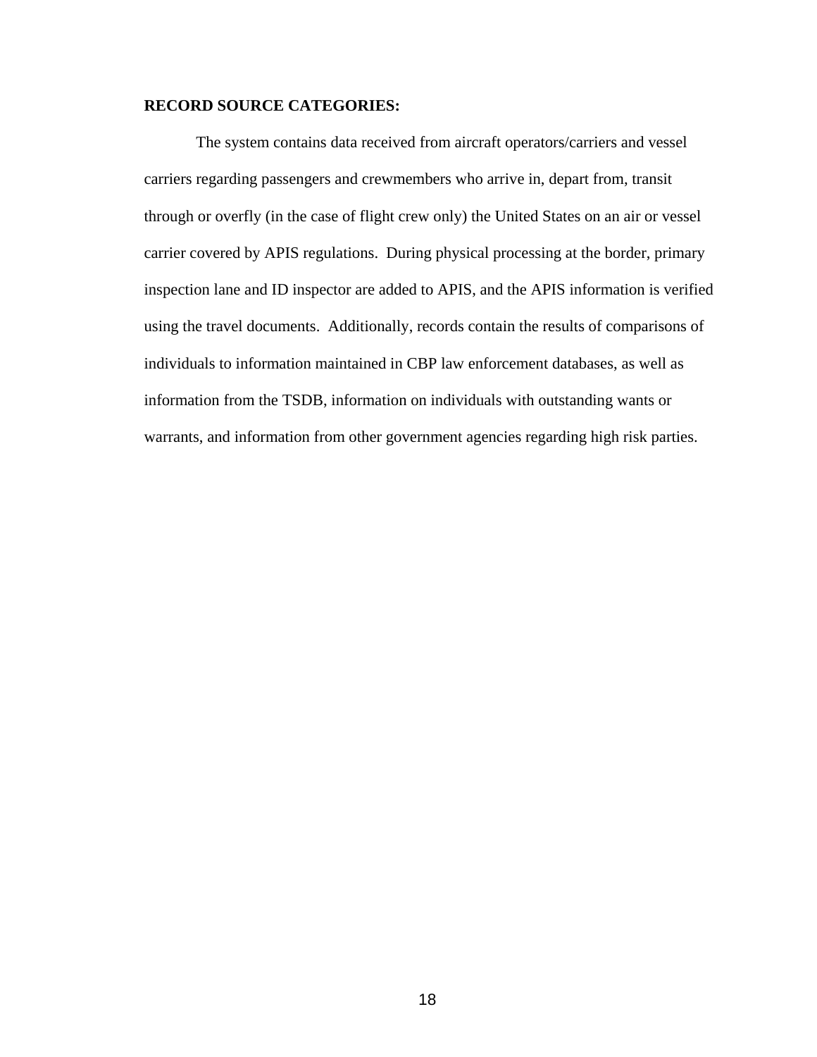**RECORD SOURCE CATEGORIES:**

The system contains data received from aircraft operators/carriers and vessel carriers regarding passengers and crewmembers who arrive in, depart from, transit through or overfly (in the case of flight crew only) the United States on an air or vessel carrier covered by APIS regulations. During physical processing at the border, primary inspection lane and ID inspector are added to APIS, and the APIS information is verified using the travel documents. Additionally, records contain the results of comparisons of individuals to information maintained in CBP law enforcement databases, as well as information from the TSDB, information on individuals with outstanding wants or warrants, and information from other government agencies regarding high risk parties.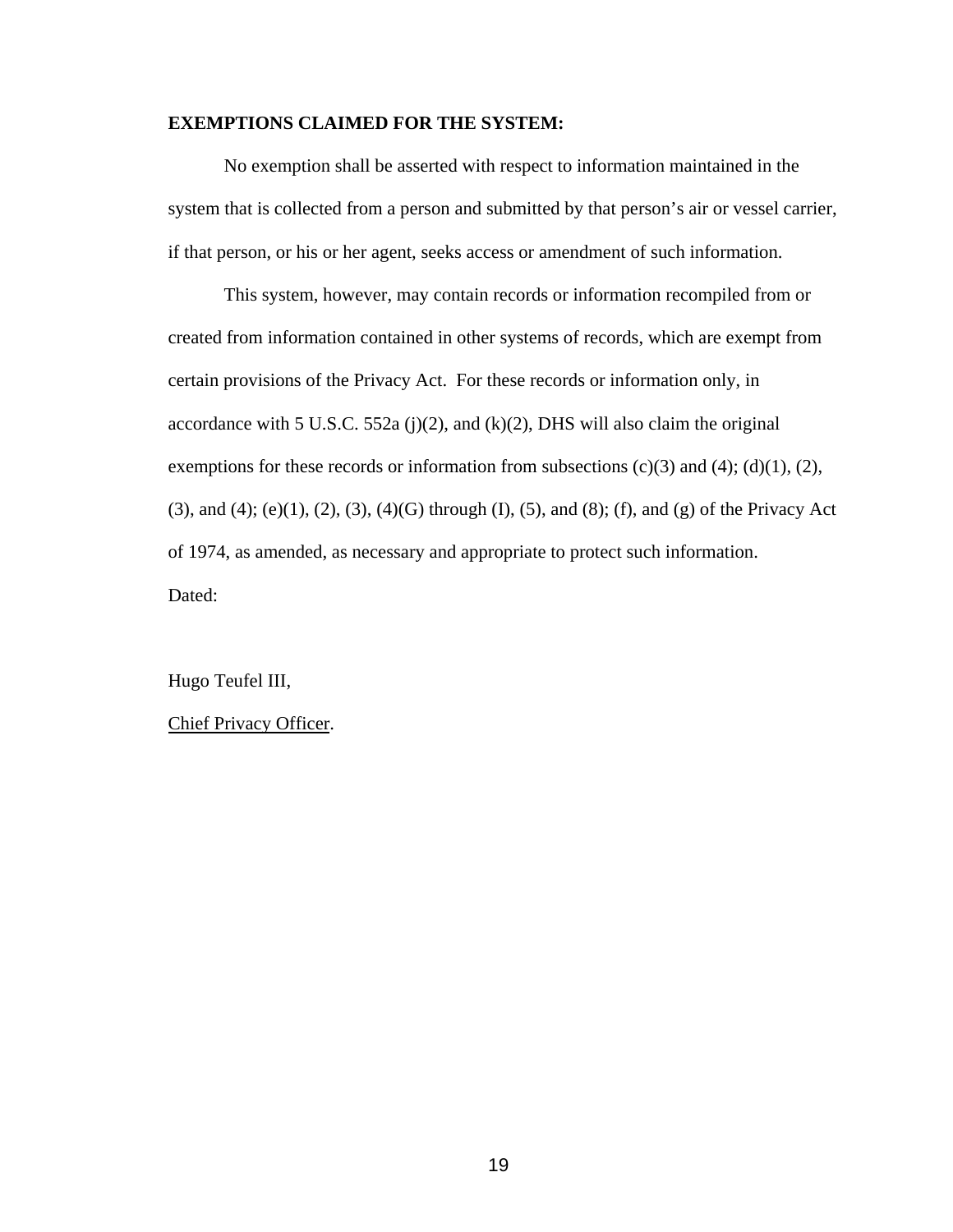**EXEMPTIONS CLAIMED FOR THE SYSTEM:**

No exemption shall be asserted with respect to information maintained in the system that is collected from a person and submitted by that person's air or vessel carrier, if that person, or his or her agent, seeks access or amendment of such information.

This system, however, may contain records or information recompiled from or created from information contained in other systems of records, which are exempt from certain provisions of the Privacy Act. For these records or information only, in accordance with 5 U.S.C. 552a (j)(2), and (k)(2), DHS will also claim the original exemptions for these records or information from subsections (c)(3) and (4); (d)(1), (2), (3), and (4); (e)(1), (2), (3), (4)(G) through (I), (5), and (8); (f), and (g) of the Privacy Act of 1974, as amended, as necessary and appropriate to protect such information.

Dated:

Hugo Teufel III,

Chief Privacy Officer.